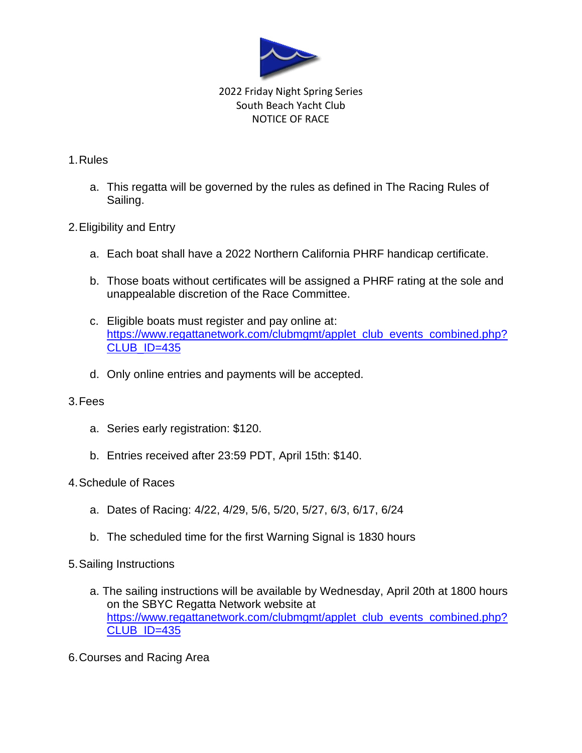2022 Friday Night Spring Series
South Beach Yacht Club
NOTICE OF RACE

1. Rules

   a. This regatta will be governed by the rules as defined in The Racing Rules of Sailing.

2. Eligibility and Entry

   a. Each boat shall have a 2022 Northern California PHRF handicap certificate.

   b. Those boats without certificates will be assigned a PHRF rating at the sole and unappealable discretion of the Race Committee.

   c. Eligible boats must register and pay online at: https://www.regattanetwork.com/clubmgmt/applet_club_events_combined.php?CLUB_ID=435

   d. Only online entries and payments will be accepted.

3. Fees

   a. Series early registration: $120.

   b. Entries received after 23:59 PDT, April 15th: $140.

4. Schedule of Races

   a. Dates of Racing: 4/22, 4/29, 5/6, 5/20, 5/27, 6/3, 6/17, 6/24

   b. The scheduled time for the first Warning Signal is 1830 hours

5. Sailing Instructions

   a. The sailing instructions will be available by Wednesday, April 20th at 1800 hours on the SBYC Regatta Network website at https://www.regattanetwork.com/clubmgmt/applet_club_events_combined.php?CLUB_ID=435

6. Courses and Racing Area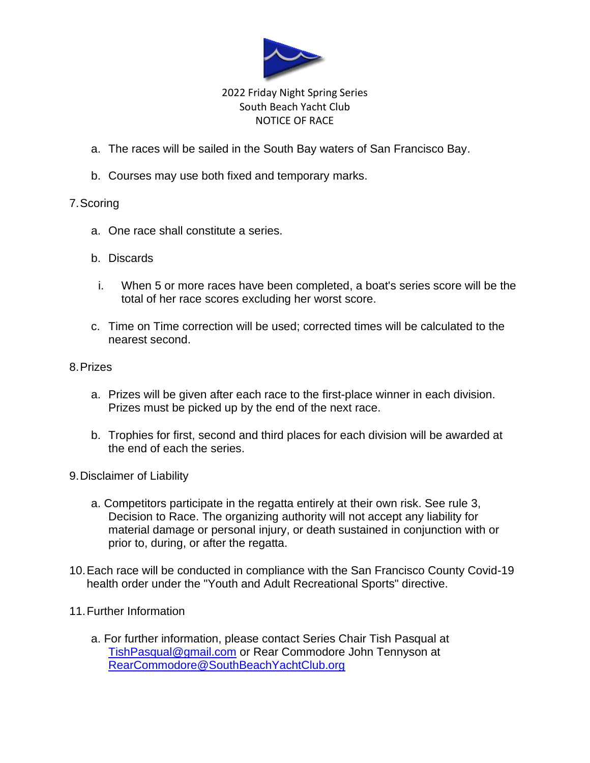2022 Friday Night Spring Series
South Beach Yacht Club
NOTICE OF RACE

a. The races will be sailed in the South Bay waters of San Francisco Bay.

b. Courses may use both fixed and temporary marks.

7. Scoring

   a. One race shall constitute a series.

   b. Discards

      i. When 5 or more races have been completed, a boat's series score will be the total of her race scores excluding her worst score.

   c. Time on Time correction will be used; corrected times will be calculated to the nearest second.

8. Prizes

   a. Prizes will be given after each race to the first-place winner in each division. Prizes must be picked up by the end of the next race.

   b. Trophies for first, second and third places for each division will be awarded at the end of each the series.

9. Disclaimer of Liability

   a. Competitors participate in the regatta entirely at their own risk. See rule 3, Decision to Race. The organizing authority will not accept any liability for material damage or personal injury, or death sustained in conjunction with or prior to, during, or after the regatta.

10. Each race will be conducted in compliance with the San Francisco County Covid-19 health order under the "Youth and Adult Recreational Sports" directive.

11. Further Information

   a. For further information, please contact Series Chair Tish Pasqual at TishPasqual@gmail.com or Rear Commodore John Tennyson at RearCommodore@SouthBeachYachtClub.org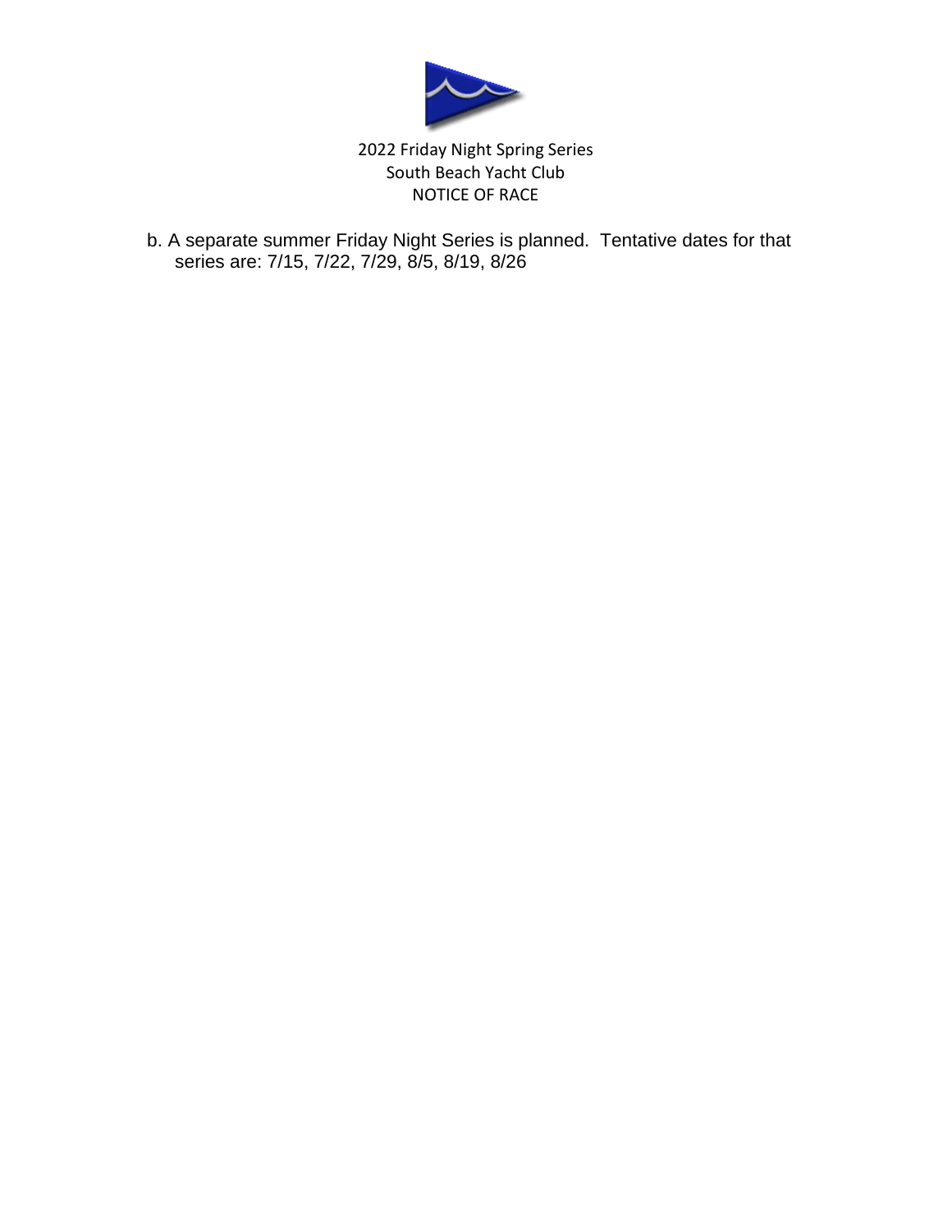b. A separate summer Friday Night Series is planned. Tentative dates for that series are: 7/15, 7/22, 7/29, 8/5, 8/19, 8/26